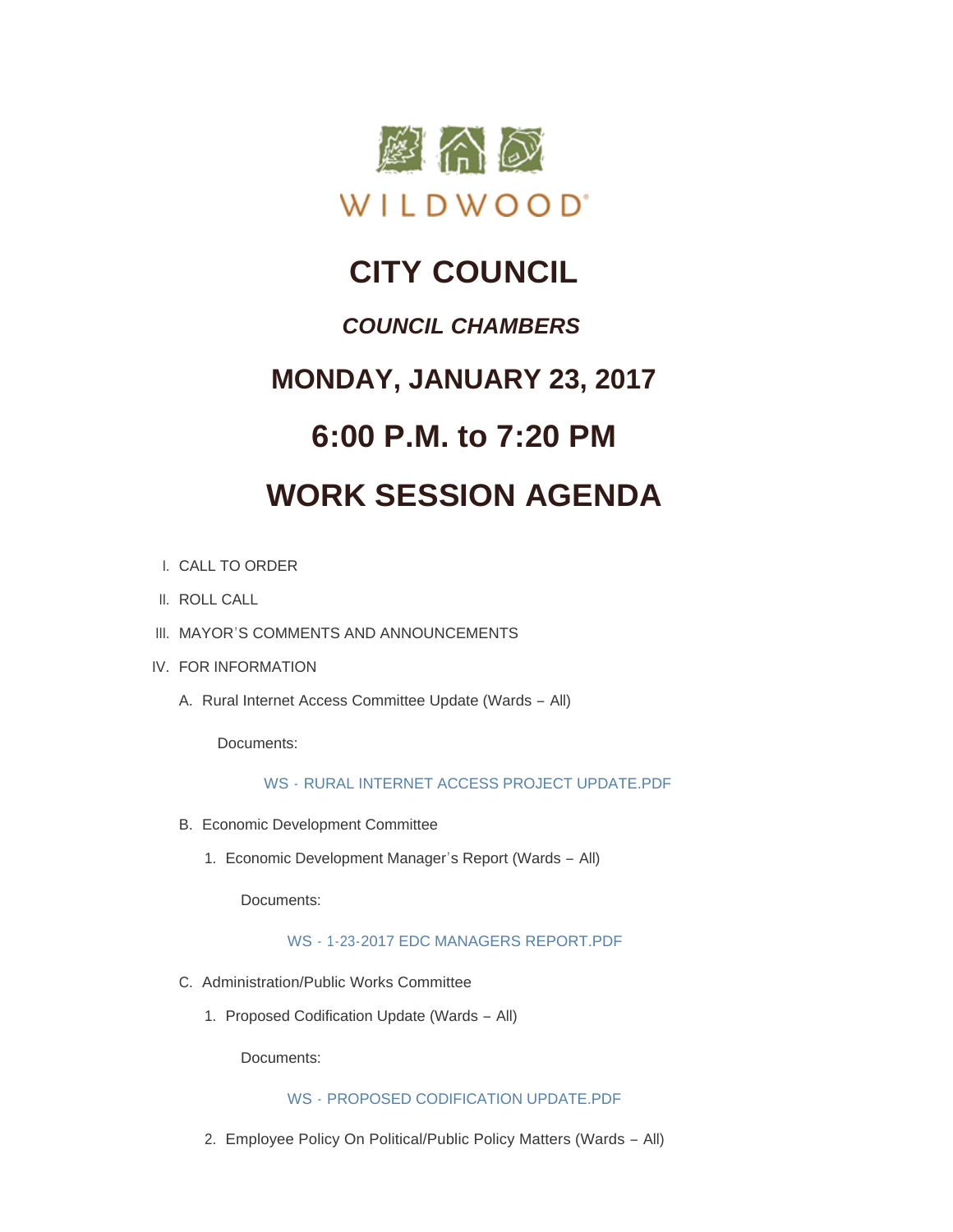WILDWOOD

# CITY COUNCIL

## *COUNCIL CHAMBERS*

## MONDAY, JANUARY 23, 2017

## 6:00 P.M. to 7:20 PM

# WORK SESSION AGENDA

I. CALL TO ORDER

II. ROLL CALL

III. MAYOR'S COMMENTS AND ANNOUNCEMENTS

IV. FOR INFORMATION

A. Rural Internet Access Committee Update (Wards – All)

Documents:

WS - RURAL INTERNET ACCESS PROJECT UPDATE.PDF

B. Economic Development Committee

1. Economic Development Manager's Report (Wards – All)

Documents:

WS - 1-23-2017 EDC MANAGERS REPORT.PDF

C. Administration/Public Works Committee

1. Proposed Codification Update (Wards – All)

Documents:

WS - PROPOSED CODIFICATION UPDATE.PDF

2. Employee Policy On Political/Public Policy Matters (Wards – All)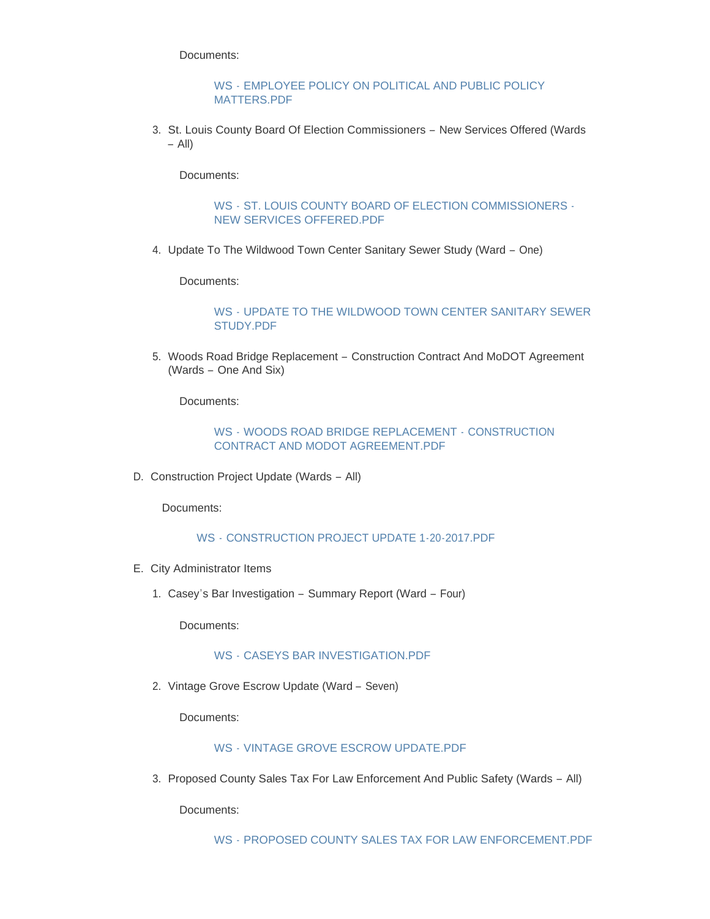Documents:

WS - EMPLOYEE POLICY ON POLITICAL AND PUBLIC POLICY MATTERS.PDF

3. St. Louis County Board Of Election Commissioners – New Services Offered (Wards – All)

   Documents:

   WS - ST. LOUIS COUNTY BOARD OF ELECTION COMMISSIONERS - NEW SERVICES OFFERED.PDF

4. Update To The Wildwood Town Center Sanitary Sewer Study (Ward – One)

   Documents:

   WS - UPDATE TO THE WILDWOOD TOWN CENTER SANITARY SEWER STUDY.PDF

5. Woods Road Bridge Replacement – Construction Contract And MoDOT Agreement (Wards – One And Six)

   Documents:

   WS - WOODS ROAD BRIDGE REPLACEMENT - CONSTRUCTION CONTRACT AND MODOT AGREEMENT.PDF

D. Construction Project Update (Wards – All)

   Documents:

   WS - CONSTRUCTION PROJECT UPDATE 1-20-2017.PDF

E. City Administrator Items

1. Casey's Bar Investigation – Summary Report (Ward – Four)

   Documents:

   WS - CASEYS BAR INVESTIGATION.PDF

2. Vintage Grove Escrow Update (Ward – Seven)

   Documents:

   WS - VINTAGE GROVE ESCROW UPDATE.PDF

3. Proposed County Sales Tax For Law Enforcement And Public Safety (Wards – All)

   Documents:

   WS - PROPOSED COUNTY SALES TAX FOR LAW ENFORCEMENT.PDF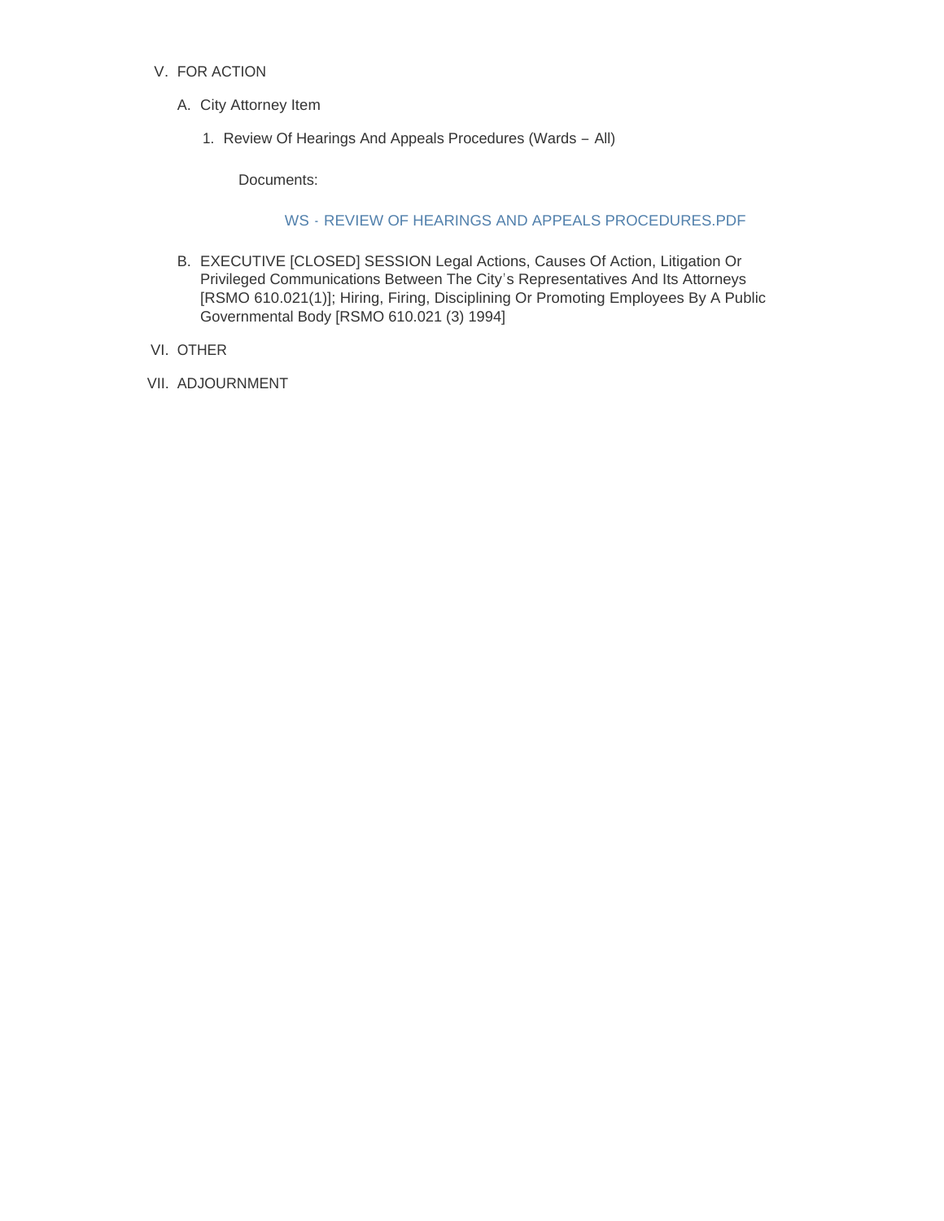V. FOR ACTION

   A. City Attorney Item

      1. Review Of Hearings And Appeals Procedures (Wards – All)

         Documents:

         WS - REVIEW OF HEARINGS AND APPEALS PROCEDURES.PDF

   B. EXECUTIVE [CLOSED] SESSION Legal Actions, Causes Of Action, Litigation Or Privileged Communications Between The City's Representatives And Its Attorneys [RSMO 610.021(1)]; Hiring, Firing, Disciplining Or Promoting Employees By A Public Governmental Body [RSMO 610.021 (3) 1994]

VI. OTHER

VII. ADJOURNMENT